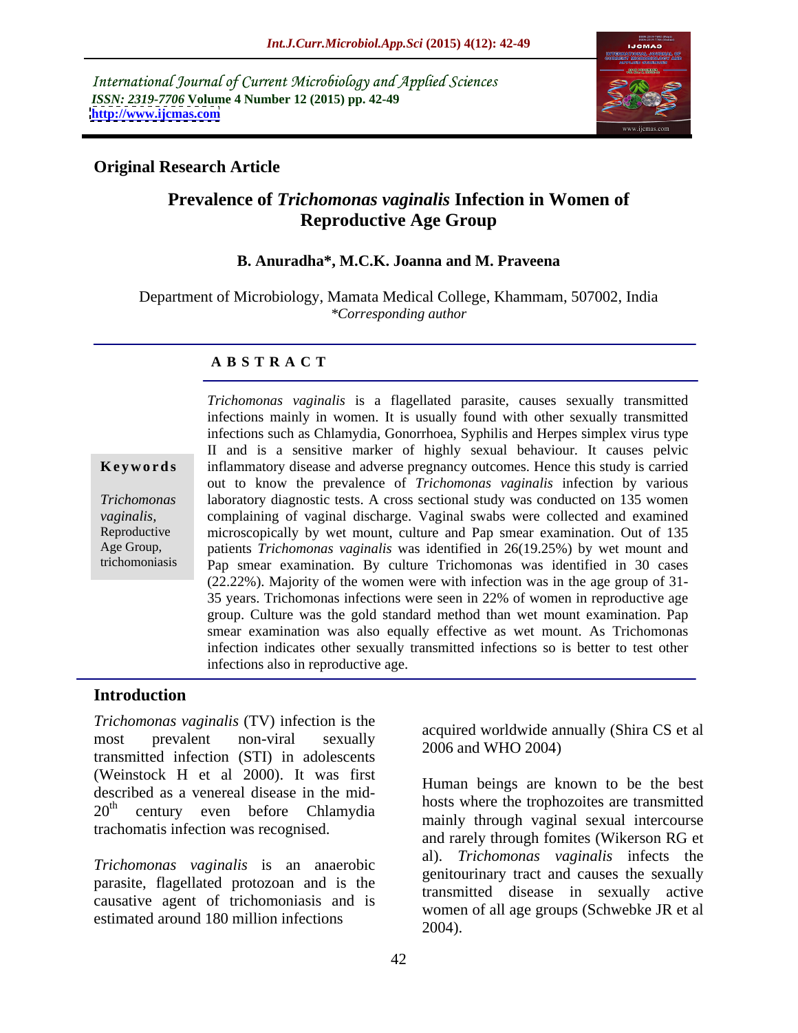International Journal of Current Microbiology and Applied Sciences
*ISSN: 2319-7706* **Volume 4 Number 12 (2015) pp. 42-49**
**http://www.ijcmas.com**

**Original Research Article**

# Prevalence of *Trichomonas vaginalis* Infection in Women of Reproductive Age Group

**B. Anuradha\*, M.C.K. Joanna and M. Praveena**

Department of Microbiology, Mamata Medical College, Khammam, 507002, India
*\*Corresponding author*

## ABSTRACT

**Keywords**

*Trichomonas vaginalis*, Reproductive Age Group, trichomoniasis

*Trichomonas vaginalis* is a flagellated parasite, causes sexually transmitted infections mainly in women. It is usually found with other sexually transmitted infections such as Chlamydia, Gonorrhoea, Syphilis and Herpes simplex virus type II and is a sensitive marker of highly sexual behaviour. It causes pelvic inflammatory disease and adverse pregnancy outcomes. Hence this study is carried out to know the prevalence of *Trichomonas vaginalis* infection by various laboratory diagnostic tests. A cross sectional study was conducted on 135 women complaining of vaginal discharge. Vaginal swabs were collected and examined microscopically by wet mount, culture and Pap smear examination. Out of 135 patients *Trichomonas vaginalis* was identified in 26(19.25%) by wet mount and Pap smear examination. By culture Trichomonas was identified in 30 cases (22.22%). Majority of the women were with infection was in the age group of 31-35 years. Trichomonas infections were seen in 22% of women in reproductive age group. Culture was the gold standard method than wet mount examination. Pap smear examination was also equally effective as wet mount. As Trichomonas infection indicates other sexually transmitted infections so is better to test other infections also in reproductive age.

## Introduction

*Trichomonas vaginalis* (TV) infection is the most prevalent non-viral sexually transmitted infection (STI) in adolescents (Weinstock H et al 2000). It was first described as a venereal disease in the mid-20th century even before Chlamydia trachomatis infection was recognised.

*Trichomonas vaginalis* is an anaerobic parasite, flagellated protozoan and is the causative agent of trichomoniasis and is estimated around 180 million infections acquired worldwide annually (Shira CS et al 2006 and WHO 2004)

Human beings are known to be the best hosts where the trophozoites are transmitted mainly through vaginal sexual intercourse and rarely through fomites (Wikerson RG et al). *Trichomonas vaginalis* infects the genitourinary tract and causes the sexually transmitted disease in sexually active women of all age groups (Schwebke JR et al 2004).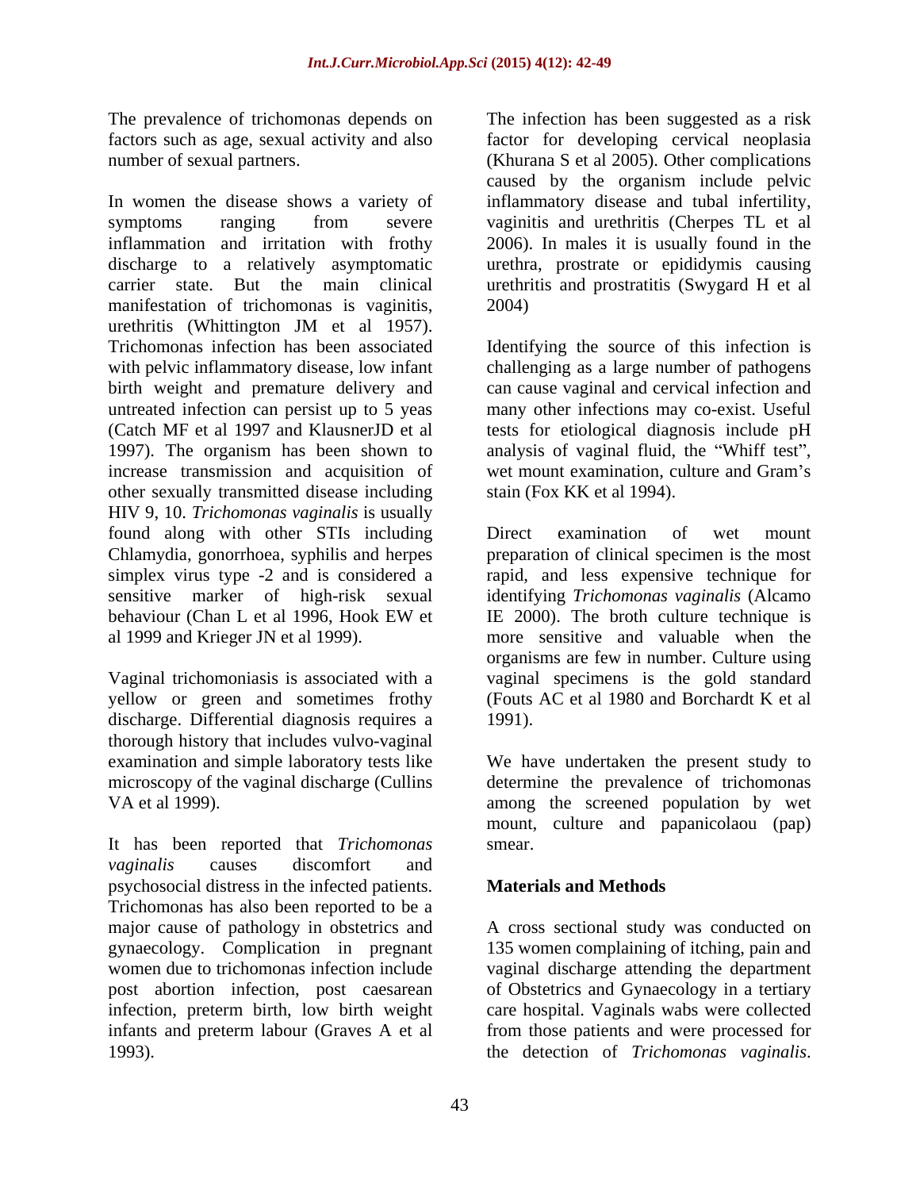The prevalence of trichomonas depends on factors such as age, sexual activity and also number of sexual partners.

In women the disease shows a variety of symptoms ranging from severe inflammation and irritation with frothy discharge to a relatively asymptomatic carrier state. But the main clinical manifestation of trichomonas is vaginitis, urethritis (Whittington JM et al 1957). Trichomonas infection has been associated with pelvic inflammatory disease, low infant birth weight and premature delivery and untreated infection can persist up to 5 yeas (Catch MF et al 1997 and KlausnerJD et al 1997). The organism has been shown to increase transmission and acquisition of other sexually transmitted disease including HIV 9, 10. *Trichomonas vaginalis* is usually found along with other STIs including Chlamydia, gonorrhoea, syphilis and herpes simplex virus type -2 and is considered a sensitive marker of high-risk sexual behaviour (Chan L et al 1996, Hook EW et al 1999 and Krieger JN et al 1999).

Vaginal trichomoniasis is associated with a yellow or green and sometimes frothy discharge. Differential diagnosis requires a thorough history that includes vulvo-vaginal examination and simple laboratory tests like microscopy of the vaginal discharge (Cullins VA et al 1999).

It has been reported that *Trichomonas vaginalis* causes discomfort and psychosocial distress in the infected patients. Trichomonas has also been reported to be a major cause of pathology in obstetrics and gynaecology. Complication in pregnant women due to trichomonas infection include post abortion infection, post caesarean infection, preterm birth, low birth weight infants and preterm labour (Graves A et al 1993).

The infection has been suggested as a risk factor for developing cervical neoplasia (Khurana S et al 2005). Other complications caused by the organism include pelvic inflammatory disease and tubal infertility, vaginitis and urethritis (Cherpes TL et al 2006). In males it is usually found in the urethra, prostrate or epididymis causing urethritis and prostratitis (Swygard H et al 2004)

Identifying the source of this infection is challenging as a large number of pathogens can cause vaginal and cervical infection and many other infections may co-exist. Useful tests for etiological diagnosis include pH analysis of vaginal fluid, the "Whiff test", wet mount examination, culture and Gram's stain (Fox KK et al 1994).

Direct examination of wet mount preparation of clinical specimen is the most rapid, and less expensive technique for identifying *Trichomonas vaginalis* (Alcamo IE 2000). The broth culture technique is more sensitive and valuable when the organisms are few in number. Culture using vaginal specimens is the gold standard (Fouts AC et al 1980 and Borchardt K et al 1991).

We have undertaken the present study to determine the prevalence of trichomonas among the screened population by wet mount, culture and papanicolaou (pap) smear.

## Materials and Methods

A cross sectional study was conducted on 135 women complaining of itching, pain and vaginal discharge attending the department of Obstetrics and Gynaecology in a tertiary care hospital. Vaginals wabs were collected from those patients and were processed for the detection of *Trichomonas vaginalis*.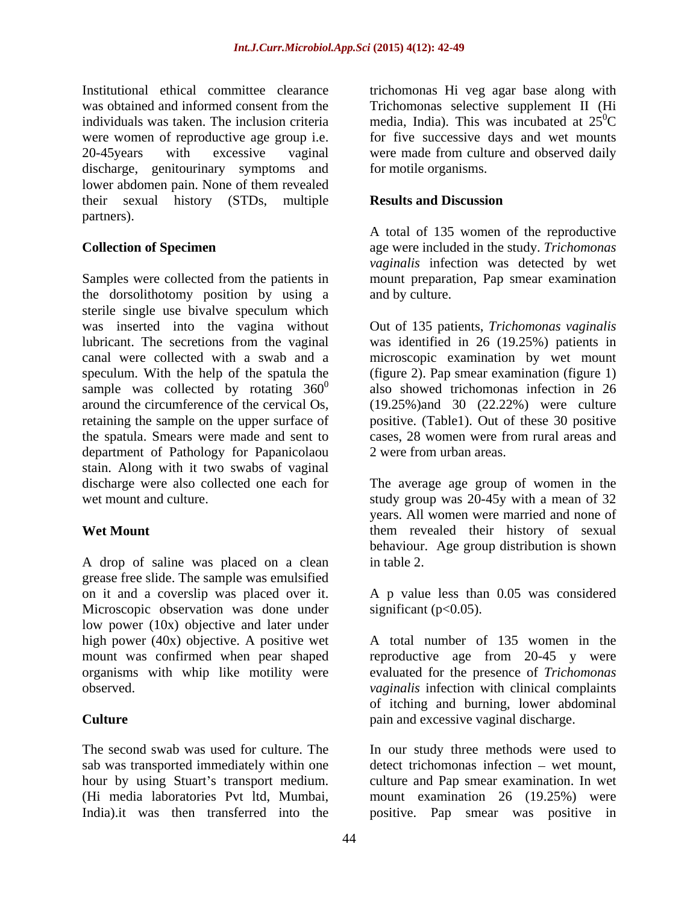Institutional ethical committee clearance was obtained and informed consent from the individuals was taken. The inclusion criteria were women of reproductive age group i.e. 20-45years with excessive vaginal discharge, genitourinary symptoms and lower abdomen pain. None of them revealed their sexual history (STDs, multiple partners).

**Collection of Specimen**

Samples were collected from the patients in the dorsolithotomy position by using a sterile single use bivalve speculum which was inserted into the vagina without lubricant. The secretions from the vaginal canal were collected with a swab and a speculum. With the help of the spatula the sample was collected by rotating $360^0$ around the circumference of the cervical Os, retaining the sample on the upper surface of the spatula. Smears were made and sent to department of Pathology for Papanicolaou stain. Along with it two swabs of vaginal discharge were also collected one each for wet mount and culture.

**Wet Mount**

A drop of saline was placed on a clean grease free slide. The sample was emulsified on it and a coverslip was placed over it. Microscopic observation was done under low power (10x) objective and later under high power (40x) objective. A positive wet mount was confirmed when pear shaped organisms with whip like motility were observed.

**Culture**

The second swab was used for culture. The sab was transported immediately within one hour by using Stuart's transport medium. (Hi media laboratories Pvt ltd, Mumbai, India).it was then transferred into the trichomonas Hi veg agar base along with Trichomonas selective supplement II (Hi media, India). This was incubated at $25^0$C for five successive days and wet mounts were made from culture and observed daily for motile organisms.

## Results and Discussion

A total of 135 women of the reproductive age were included in the study. *Trichomonas vaginalis* infection was detected by wet mount preparation, Pap smear examination and by culture.

Out of 135 patients, *Trichomonas vaginalis* was identified in 26 (19.25%) patients in microscopic examination by wet mount (figure 2). Pap smear examination (figure 1) also showed trichomonas infection in 26 (19.25%)and 30 (22.22%) were culture positive. (Table1). Out of these 30 positive cases, 28 women were from rural areas and 2 were from urban areas.

The average age group of women in the study group was 20-45y with a mean of 32 years. All women were married and none of them revealed their history of sexual behaviour. Age group distribution is shown in table 2.

A p value less than 0.05 was considered significant ($p<0.05$).

A total number of 135 women in the reproductive age from 20-45 y were evaluated for the presence of *Trichomonas vaginalis* infection with clinical complaints of itching and burning, lower abdominal pain and excessive vaginal discharge.

In our study three methods were used to detect trichomonas infection – wet mount, culture and Pap smear examination. In wet mount examination 26 (19.25%) were positive. Pap smear was positive in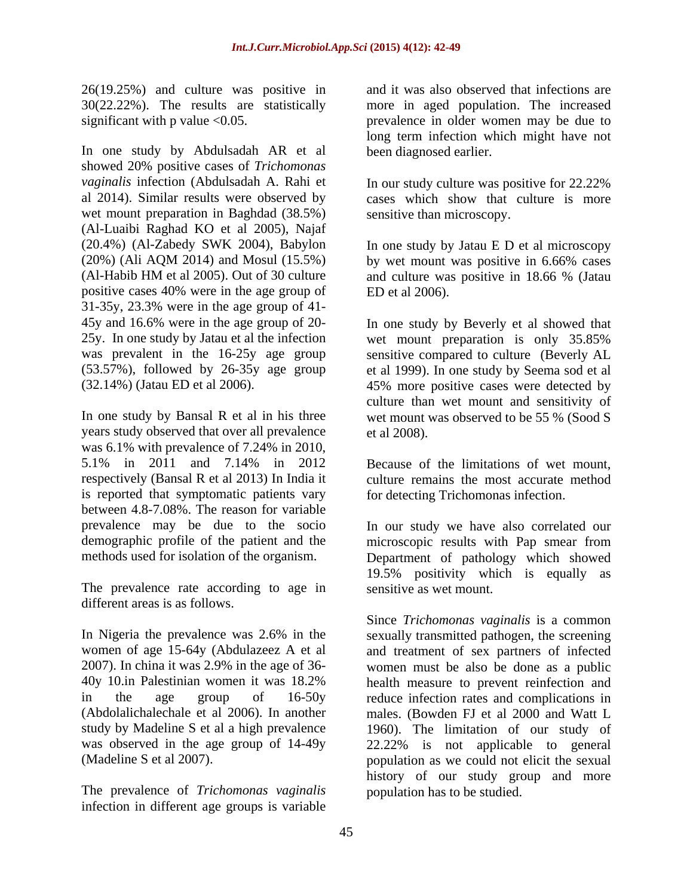26(19.25%) and culture was positive in 30(22.22%). The results are statistically significant with p value <0.05.

In one study by Abdulsadah AR et al showed 20% positive cases of *Trichomonas vaginalis* infection (Abdulsadah A. Rahi et al 2014). Similar results were observed by wet mount preparation in Baghdad (38.5%) (Al-Luaibi Raghad KO et al 2005), Najaf (20.4%) (Al-Zabedy SWK 2004), Babylon (20%) (Ali AQM 2014) and Mosul (15.5%) (Al-Habib HM et al 2005). Out of 30 culture positive cases 40% were in the age group of 31-35y, 23.3% were in the age group of 41-45y and 16.6% were in the age group of 20-25y. In one study by Jatau et al the infection was prevalent in the 16-25y age group (53.57%), followed by 26-35y age group (32.14%) (Jatau ED et al 2006).

In one study by Bansal R et al in his three years study observed that over all prevalence was 6.1% with prevalence of 7.24% in 2010, 5.1% in 2011 and 7.14% in 2012 respectively (Bansal R et al 2013) In India it is reported that symptomatic patients vary between 4.8-7.08%. The reason for variable prevalence may be due to the socio demographic profile of the patient and the methods used for isolation of the organism.

The prevalence rate according to age in different areas is as follows.

In Nigeria the prevalence was 2.6% in the women of age 15-64y (Abdulazeez A et al 2007). In china it was 2.9% in the age of 36-40y 10.in Palestinian women it was 18.2% in the age group of 16-50y (Abdolalichalechale et al 2006). In another study by Madeline S et al a high prevalence was observed in the age group of 14-49y (Madeline S et al 2007).

The prevalence of *Trichomonas vaginalis* infection in different age groups is variable and it was also observed that infections are more in aged population. The increased prevalence in older women may be due to long term infection which might have not been diagnosed earlier.

In our study culture was positive for 22.22% cases which show that culture is more sensitive than microscopy.

In one study by Jatau E D et al microscopy by wet mount was positive in 6.66% cases and culture was positive in 18.66 % (Jatau ED et al 2006).

In one study by Beverly et al showed that wet mount preparation is only 35.85% sensitive compared to culture (Beverly AL et al 1999). In one study by Seema sod et al 45% more positive cases were detected by culture than wet mount and sensitivity of wet mount was observed to be 55 % (Sood S et al 2008).

Because of the limitations of wet mount, culture remains the most accurate method for detecting Trichomonas infection.

In our study we have also correlated our microscopic results with Pap smear from Department of pathology which showed 19.5% positivity which is equally as sensitive as wet mount.

Since *Trichomonas vaginalis* is a common sexually transmitted pathogen, the screening and treatment of sex partners of infected women must be also be done as a public health measure to prevent reinfection and reduce infection rates and complications in males. (Bowden FJ et al 2000 and Watt L 1960). The limitation of our study of 22.22% is not applicable to general population as we could not elicit the sexual history of our study group and more population has to be studied.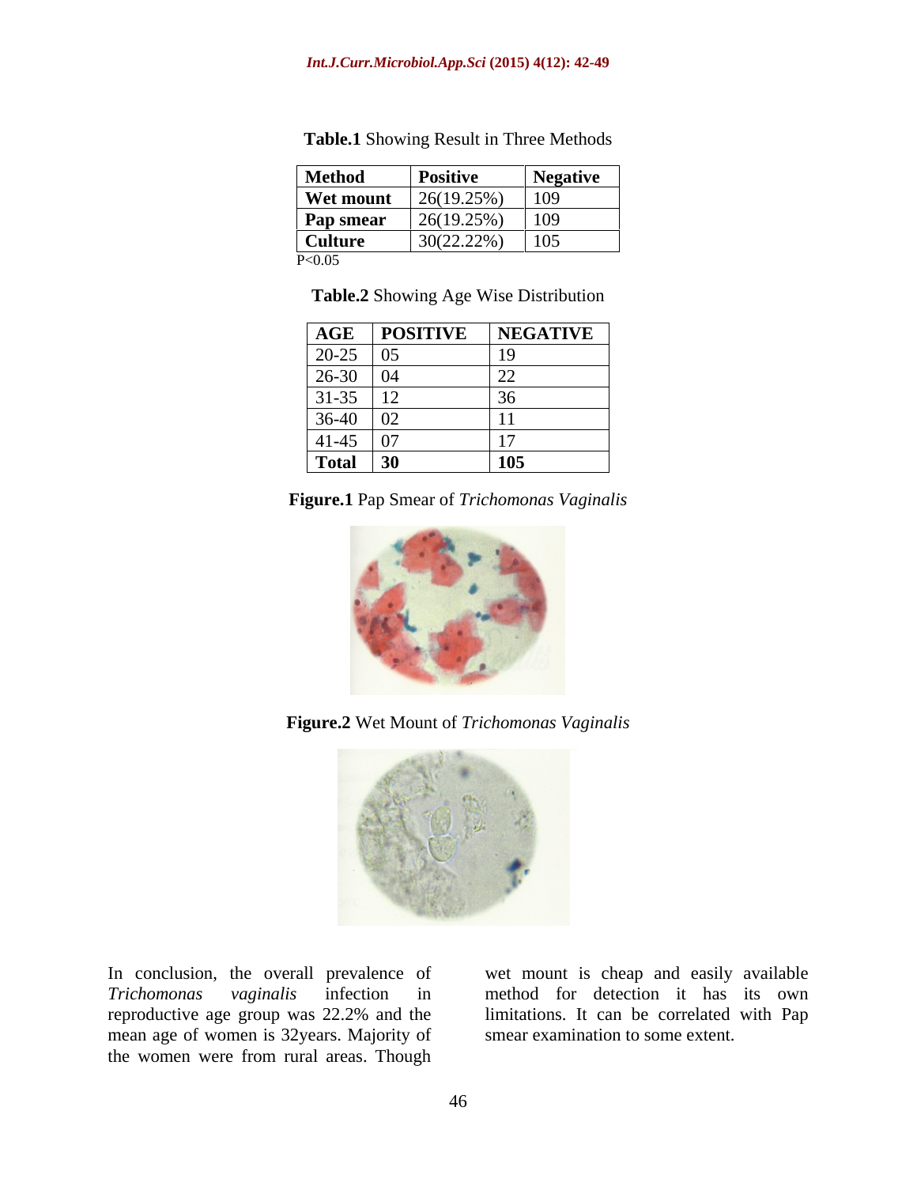**Table.1** Showing Result in Three Methods

| Method | Positive | Negative |
|---|---|---|
| Wet mount | 26(19.25%) | 109 |
| Pap smear | 26(19.25%) | 109 |
| Culture | 30(22.22%) | 105 |

P<0.05

**Table.2** Showing Age Wise Distribution

| AGE | POSITIVE | NEGATIVE |
|---|---|---|
| 20-25 | 05 | 19 |
| 26-30 | 04 | 22 |
| 31-35 | 12 | 36 |
| 36-40 | 02 | 11 |
| 41-45 | 07 | 17 |
| **Total** | **30** | **105** |

**Figure.1** Pap Smear of *Trichomonas Vaginalis*

**Figure.2** Wet Mount of *Trichomonas Vaginalis*

In conclusion, the overall prevalence of *Trichomonas vaginalis* infection in reproductive age group was 22.2% and the mean age of women is 32years. Majority of the women were from rural areas. Though wet mount is cheap and easily available method for detection it has its own limitations. It can be correlated with Pap smear examination to some extent.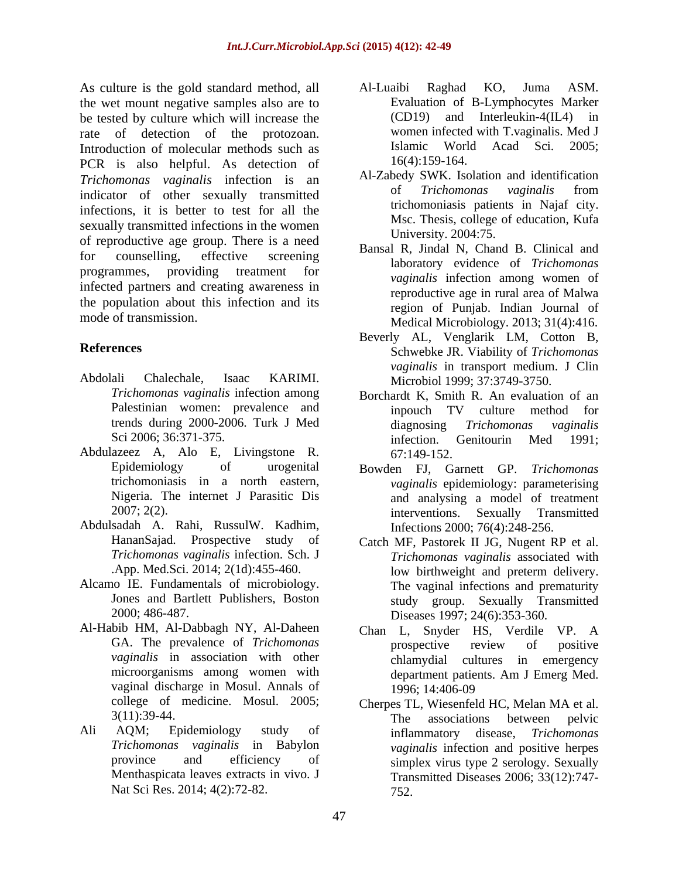As culture is the gold standard method, all the wet mount negative samples also are to be tested by culture which will increase the rate of detection of the protozoan. Introduction of molecular methods such as PCR is also helpful. As detection of *Trichomonas vaginalis* infection is an indicator of other sexually transmitted infections, it is better to test for all the sexually transmitted infections in the women of reproductive age group. There is a need for counselling, effective screening programmes, providing treatment for infected partners and creating awareness in the population about this infection and its mode of transmission.

## References

- Abdolali Chalechale, Isaac KARIMI. *Trichomonas vaginalis* infection among Palestinian women: prevalence and trends during 2000-2006. Turk J Med Sci 2006; 36:371-375.
- Abdulazeez A, Alo E, Livingstone R. Epidemiology of urogenital trichomoniasis in a north eastern, Nigeria. The internet J Parasitic Dis 2007; 2(2).
- Abdulsadah A. Rahi, RussulW. Kadhim, HananSajad. Prospective study of *Trichomonas vaginalis* infection. Sch. J .App. Med.Sci. 2014; 2(1d):455-460.
- Alcamo IE. Fundamentals of microbiology. Jones and Bartlett Publishers, Boston 2000; 486-487.
- Al-Habib HM, Al-Dabbagh NY, Al-Daheen GA. The prevalence of *Trichomonas vaginalis* in association with other microorganisms among women with vaginal discharge in Mosul. Annals of college of medicine. Mosul. 2005; 3(11):39-44.
- Ali AQM; Epidemiology study of *Trichomonas vaginalis* in Babylon province and efficiency of Menthaspicata leaves extracts in vivo. J Nat Sci Res. 2014; 4(2):72-82.
- Al-Luaibi Raghad KO, Juma ASM. Evaluation of B-Lymphocytes Marker (CD19) and Interleukin-4(IL4) in women infected with T.vaginalis. Med J Islamic World Acad Sci. 2005; 16(4):159-164.
- Al-Zabedy SWK. Isolation and identification of *Trichomonas vaginalis* from trichomoniasis patients in Najaf city. Msc. Thesis, college of education, Kufa University. 2004:75.
- Bansal R, Jindal N, Chand B. Clinical and laboratory evidence of *Trichomonas vaginalis* infection among women of reproductive age in rural area of Malwa region of Punjab. Indian Journal of Medical Microbiology. 2013; 31(4):416.
- Beverly AL, Venglarik LM, Cotton B, Schwebke JR. Viability of *Trichomonas vaginalis* in transport medium. J Clin Microbiol 1999; 37:3749-3750.
- Borchardt K, Smith R. An evaluation of an inpouch TV culture method for diagnosing *Trichomonas vaginalis* infection. Genitourin Med 1991; 67:149-152.
- Bowden FJ, Garnett GP. *Trichomonas vaginalis* epidemiology: parameterising and analysing a model of treatment interventions. Sexually Transmitted Infections 2000; 76(4):248-256.
- Catch MF, Pastorek II JG, Nugent RP et al. *Trichomonas vaginalis* associated with low birthweight and preterm delivery. The vaginal infections and prematurity study group. Sexually Transmitted Diseases 1997; 24(6):353-360.
- Chan L, Snyder HS, Verdile VP. A prospective review of positive chlamydial cultures in emergency department patients. Am J Emerg Med. 1996; 14:406-09
- Cherpes TL, Wiesenfeld HC, Melan MA et al. The associations between pelvic inflammatory disease, *Trichomonas vaginalis* infection and positive herpes simplex virus type 2 serology. Sexually Transmitted Diseases 2006; 33(12):747-752.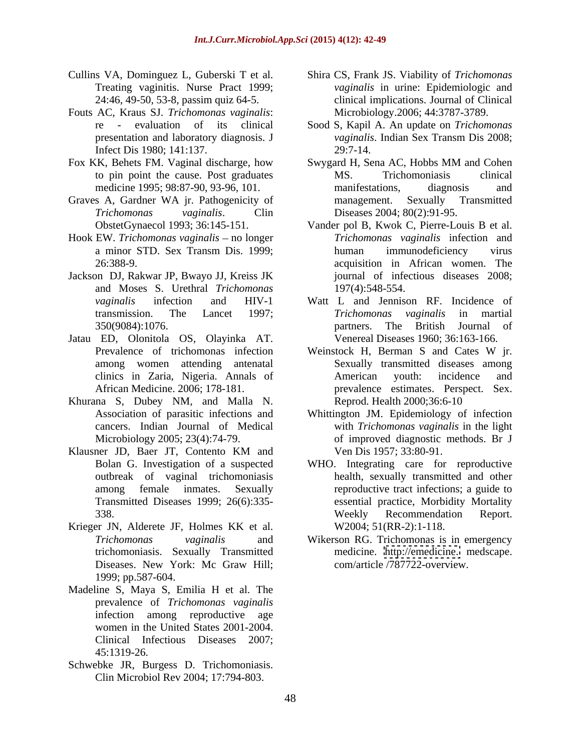Cullins VA, Dominguez L, Guberski T et al. Treating vaginitis. Nurse Pract 1999; 24:46, 49-50, 53-8, passim quiz 64-5.

Fouts AC, Kraus SJ. *Trichomonas vaginalis*: re - evaluation of its clinical presentation and laboratory diagnosis. J Infect Dis 1980; 141:137.

Fox KK, Behets FM. Vaginal discharge, how to pin point the cause. Post graduates medicine 1995; 98:87-90, 93-96, 101.

Graves A, Gardner WA jr. Pathogenicity of *Trichomonas vaginalis*. Clin ObstetGynaecol 1993; 36:145-151.

Hook EW. *Trichomonas vaginalis* – no longer a minor STD. Sex Transm Dis. 1999; 26:388-9.

Jackson DJ, Rakwar JP, Bwayo JJ, Kreiss JK and Moses S. Urethral *Trichomonas vaginalis* infection and HIV-1 transmission. The Lancet 1997; 350(9084):1076.

Jatau ED, Olonitola OS, Olayinka AT. Prevalence of trichomonas infection among women attending antenatal clinics in Zaria, Nigeria. Annals of African Medicine. 2006; 178-181.

Khurana S, Dubey NM, and Malla N. Association of parasitic infections and cancers. Indian Journal of Medical Microbiology 2005; 23(4):74-79.

Klausner JD, Baer JT, Contento KM and Bolan G. Investigation of a suspected outbreak of vaginal trichomoniasis among female inmates. Sexually Transmitted Diseases 1999; 26(6):335-338.

Krieger JN, Alderete JF, Holmes KK et al. *Trichomonas vaginalis* and trichomoniasis. Sexually Transmitted Diseases. New York: Mc Graw Hill; 1999; pp.587-604.

Madeline S, Maya S, Emilia H et al. The prevalence of *Trichomonas vaginalis* infection among reproductive age women in the United States 2001-2004. Clinical Infectious Diseases 2007; 45:1319-26.

Schwebke JR, Burgess D. Trichomoniasis. Clin Microbiol Rev 2004; 17:794-803.

Shira CS, Frank JS. Viability of *Trichomonas vaginalis* in urine: Epidemiologic and clinical implications. Journal of Clinical Microbiology.2006; 44:3787-3789.

Sood S, Kapil A. An update on *Trichomonas vaginalis*. Indian Sex Transm Dis 2008; 29:7-14.

Swygard H, Sena AC, Hobbs MM and Cohen MS. Trichomoniasis clinical manifestations, diagnosis and management. Sexually Transmitted Diseases 2004; 80(2):91-95.

Vander pol B, Kwok C, Pierre-Louis B et al. *Trichomonas vaginalis* infection and human immunodeficiency virus acquisition in African women. The journal of infectious diseases 2008; 197(4):548-554.

Watt L and Jennison RF. Incidence of *Trichomonas vaginalis* in martial partners. The British Journal of Venereal Diseases 1960; 36:163-166.

Weinstock H, Berman S and Cates W jr. Sexually transmitted diseases among American youth: incidence and prevalence estimates. Perspect. Sex. Reprod. Health 2000;36:6-10

Whittington JM. Epidemiology of infection with *Trichomonas vaginalis* in the light of improved diagnostic methods. Br J Ven Dis 1957; 33:80-91.

WHO. Integrating care for reproductive health, sexually transmitted and other reproductive tract infections; a guide to essential practice, Morbidity Mortality Weekly Recommendation Report. W2004; 51(RR-2):1-118.

Wikerson RG. Trichomonas is in emergency medicine. http://emedicine. medscape. com/article /787722-overview.